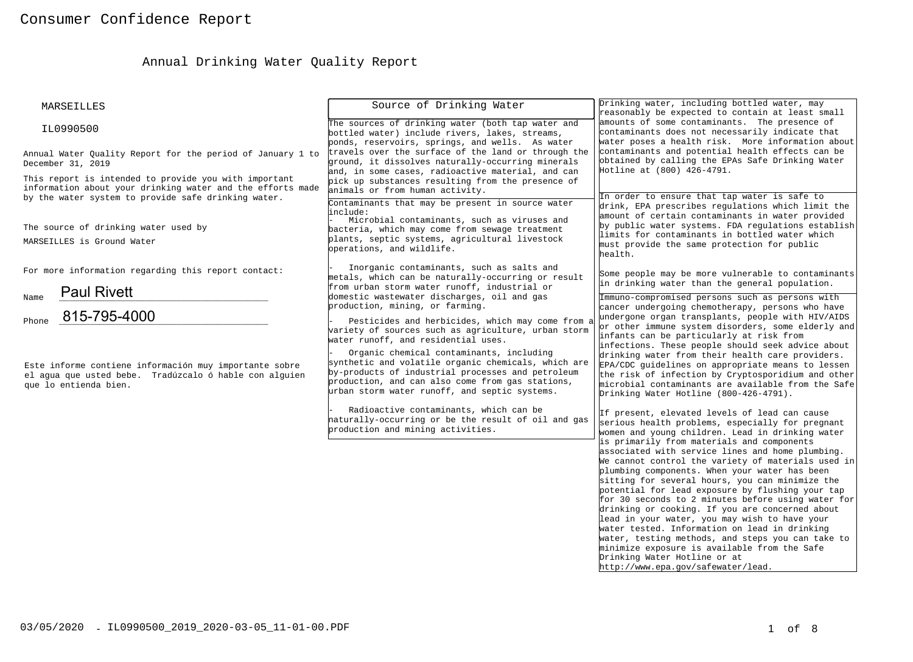# Consumer Confidence Report

## Annual Drinking Water Quality Report

MARSEILLES

IL0990500

Annual Water Quality Report for the period of January 1 to December 31, 2019

This report is intended to provide you with important information about your drinking water and the efforts made by the water system to provide safe drinking water.

The source of drinking water used by MARSEILLES is Ground Water

For more information regarding this report contact:

Name Paul Rivett

Phone 815-795-4000

Este informe contiene información muy importante sobre el agua que usted bebe. Tradúzcalo ó hable con alguien que lo entienda bien.

### Source of Drinking Water

The sources of drinking water (both tap water and bottled water) include rivers, lakes, streams, ponds, reservoirs, springs, and wells. As water travels over the surface of the land or through the ground, it dissolves naturally-occurring minerals and, in some cases, radioactive material, and can pick up substances resulting from the presence of animals or from human activity.

Contaminants that may be present in source water include:

- Microbial contaminants, such as viruses and bacteria, which may come from sewage treatment plants, septic systems, agricultural livestock operations, and wildlife.
- Inorganic contaminants, such as salts and metals, which can be naturally-occurring or result from urban storm water runoff, industrial or domestic wastewater discharges, oil and gas production, mining, or farming.
- Pesticides and herbicides, which may come from a variety of sources such as agriculture, urban storm water runoff, and residential uses.
- Organic chemical contaminants, including synthetic and volatile organic chemicals, which are by-products of industrial processes and petroleum production, and can also come from gas stations, urban storm water runoff, and septic systems.
- Radioactive contaminants, which can be naturally-occurring or be the result of oil and gas production and mining activities.

Drinking water, including bottled water, may reasonably be expected to contain at least small amounts of some contaminants. The presence of contaminants does not necessarily indicate that water poses a health risk. More information about contaminants and potential health effects can be obtained by calling the EPAs Safe Drinking Water Hotline at (800) 426-4791.

In order to ensure that tap water is safe to drink, EPA prescribes regulations which limit the amount of certain contaminants in water provided by public water systems. FDA regulations establish limits for contaminants in bottled water which must provide the same protection for public health.

Some people may be more vulnerable to contaminants in drinking water than the general population. Immuno-compromised persons such as persons with cancer undergoing chemotherapy, persons who have undergone organ transplants, people with HIV/AIDS or other immune system disorders, some elderly and infants can be particularly at risk from infections. These people should seek advice about drinking water from their health care providers. EPA/CDC guidelines on appropriate means to lessen the risk of infection by Cryptosporidium and other microbial contaminants are available from the Safe Drinking Water Hotline (800-426-4791).

If present, elevated levels of lead can cause serious health problems, especially for pregnant women and young children. Lead in drinking water is primarily from materials and components associated with service lines and home plumbing. We cannot control the variety of materials used in plumbing components. When your water has been sitting for several hours, you can minimize the potential for lead exposure by flushing your tap for 30 seconds to 2 minutes before using water for drinking or cooking. If you are concerned about lead in your water, you may wish to have your water tested. Information on lead in drinking water, testing methods, and steps you can take to minimize exposure is available from the Safe Drinking Water Hotline or at http://www.epa.gov/safewater/lead.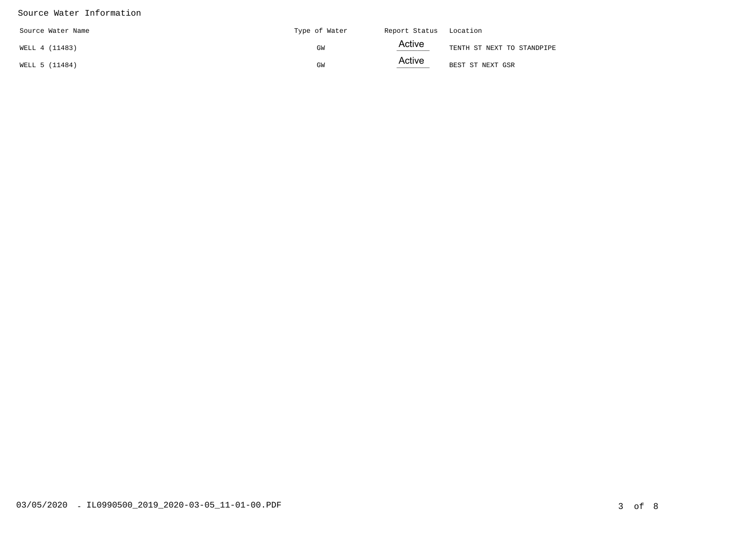## Source Water Information

| Source Water Name | Type of Water | Report Status | Location |
|---|---|---|---|
| WELL 4 (11483) | GW | Active | TENTH ST NEXT TO STANDPIPE |
| WELL 5 (11484) | GW | Active | BEST ST NEXT GSR |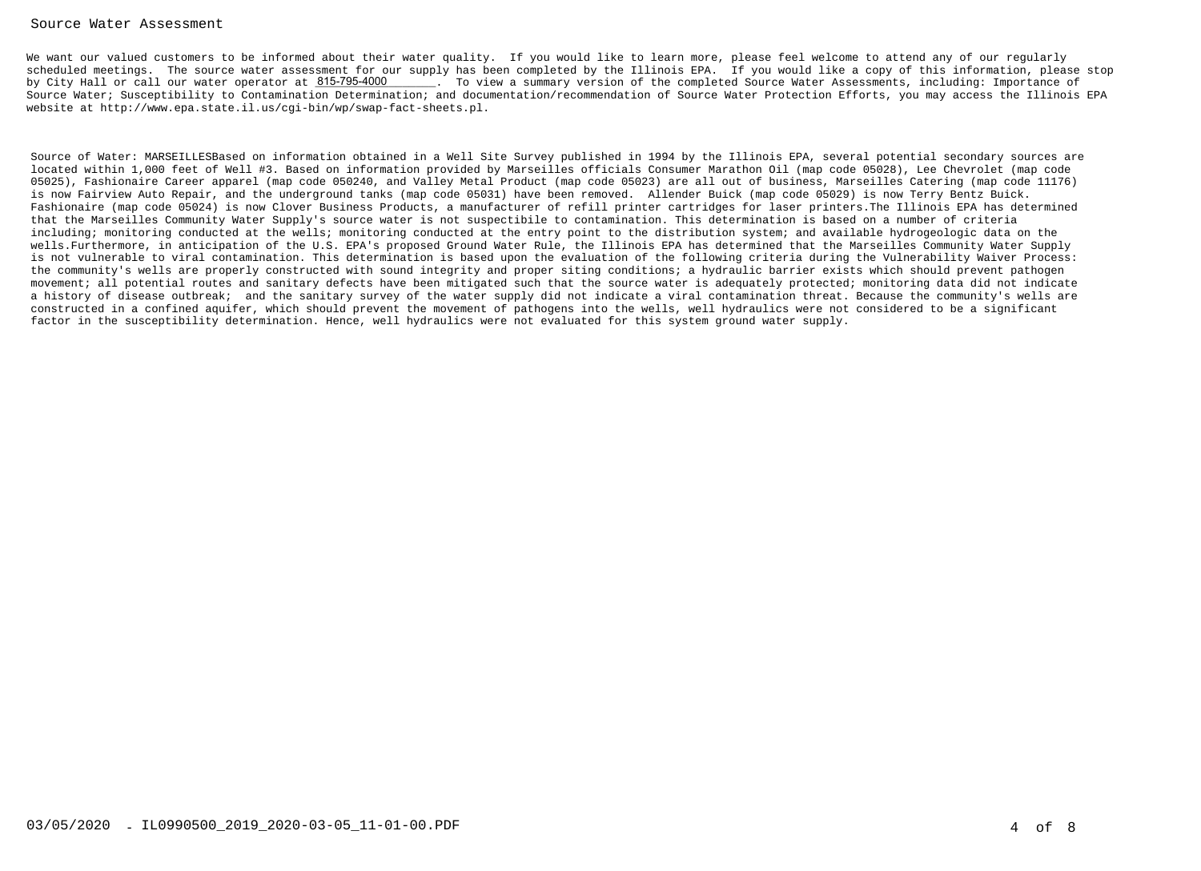## Source Water Assessment

We want our valued customers to be informed about their water quality. If you would like to learn more, please feel welcome to attend any of our regularly scheduled meetings. The source water assessment for our supply has been completed by the Illinois EPA. If you would like a copy of this information, please stop by City Hall or call our water operator at 815-795-4000. To view a summary version of the completed Source Water Assessments, including: Importance of Source Water; Susceptibility to Contamination Determination; and documentation/recommendation of Source Water Protection Efforts, you may access the Illinois EPA website at http://www.epa.state.il.us/cgi-bin/wp/swap-fact-sheets.pl.

Source of Water: MARSEILLESBased on information obtained in a Well Site Survey published in 1994 by the Illinois EPA, several potential secondary sources are located within 1,000 feet of Well #3. Based on information provided by Marseilles officials Consumer Marathon Oil (map code 05028), Lee Chevrolet (map code 05025), Fashionaire Career apparel (map code 050240, and Valley Metal Product (map code 05023) are all out of business, Marseilles Catering (map code 11176) is now Fairview Auto Repair, and the underground tanks (map code 05031) have been removed. Allender Buick (map code 05029) is now Terry Bentz Buick. Fashionaire (map code 05024) is now Clover Business Products, a manufacturer of refill printer cartridges for laser printers.The Illinois EPA has determined that the Marseilles Community Water Supply's source water is not suspectibile to contamination. This determination is based on a number of criteria including; monitoring conducted at the wells; monitoring conducted at the entry point to the distribution system; and available hydrogeologic data on the wells.Furthermore, in anticipation of the U.S. EPA's proposed Ground Water Rule, the Illinois EPA has determined that the Marseilles Community Water Supply is not vulnerable to viral contamination. This determination is based upon the evaluation of the following criteria during the Vulnerability Waiver Process: the community's wells are properly constructed with sound integrity and proper siting conditions; a hydraulic barrier exists which should prevent pathogen movement; all potential routes and sanitary defects have been mitigated such that the source water is adequately protected; monitoring data did not indicate a history of disease outbreak; and the sanitary survey of the water supply did not indicate a viral contamination threat. Because the community's wells are constructed in a confined aquifer, which should prevent the movement of pathogens into the wells, well hydraulics were not considered to be a significant factor in the susceptibility determination. Hence, well hydraulics were not evaluated for this system ground water supply.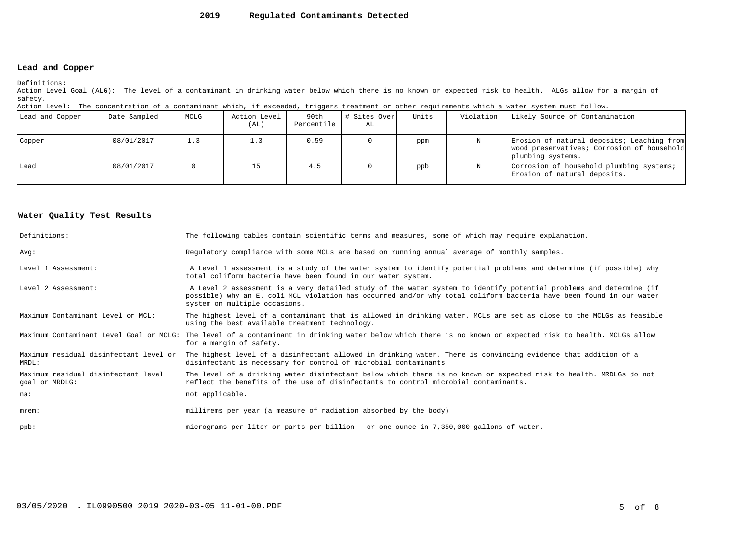# 2019 Regulated Contaminants Detected

## Lead and Copper

Definitions:
Action Level Goal (ALG): The level of a contaminant in drinking water below which there is no known or expected risk to health. ALGs allow for a margin of safety.
Action Level: The concentration of a contaminant which, if exceeded, triggers treatment or other requirements which a water system must follow.

| Lead and Copper | Date Sampled | MCLG | Action Level (AL) | 90th Percentile | # Sites Over AL | Units | Violation | Likely Source of Contamination |
|---|---|---|---|---|---|---|---|---|
| Copper | 08/01/2017 | 1.3 | 1.3 | 0.59 | 0 | ppm | N | Erosion of natural deposits; Leaching from wood preservatives; Corrosion of household plumbing systems. |
| Lead | 08/01/2017 | 0 | 15 | 4.5 | 0 | ppb | N | Corrosion of household plumbing systems; Erosion of natural deposits. |

## Water Quality Test Results

| | |
|---|---|
| Definitions: | The following tables contain scientific terms and measures, some of which may require explanation. |
| Avg: | Regulatory compliance with some MCLs are based on running annual average of monthly samples. |
| Level 1 Assessment: | A Level 1 assessment is a study of the water system to identify potential problems and determine (if possible) why total coliform bacteria have been found in our water system. |
| Level 2 Assessment: | A Level 2 assessment is a very detailed study of the water system to identify potential problems and determine (if possible) why an E. coli MCL violation has occurred and/or why total coliform bacteria have been found in our water system on multiple occasions. |
| Maximum Contaminant Level or MCL: | The highest level of a contaminant that is allowed in drinking water. MCLs are set as close to the MCLGs as feasible using the best available treatment technology. |
| Maximum Contaminant Level Goal or MCLG: | The level of a contaminant in drinking water below which there is no known or expected risk to health. MCLGs allow for a margin of safety. |
| Maximum residual disinfectant level or MRDL: | The highest level of a disinfectant allowed in drinking water. There is convincing evidence that addition of a disinfectant is necessary for control of microbial contaminants. |
| Maximum residual disinfectant level goal or MRDLG: | The level of a drinking water disinfectant below which there is no known or expected risk to health. MRDLGs do not reflect the benefits of the use of disinfectants to control microbial contaminants. |
| na: | not applicable. |
| mrem: | millirems per year (a measure of radiation absorbed by the body) |
| ppb: | micrograms per liter or parts per billion - or one ounce in 7,350,000 gallons of water. |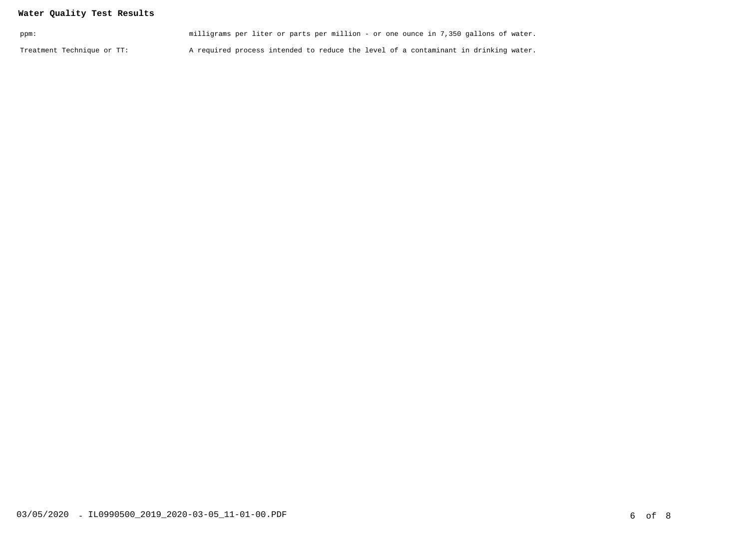**Water Quality Test Results**

| | |
|---|---|
| ppm: | milligrams per liter or parts per million - or one ounce in 7,350 gallons of water. |
| Treatment Technique or TT: | A required process intended to reduce the level of a contaminant in drinking water. |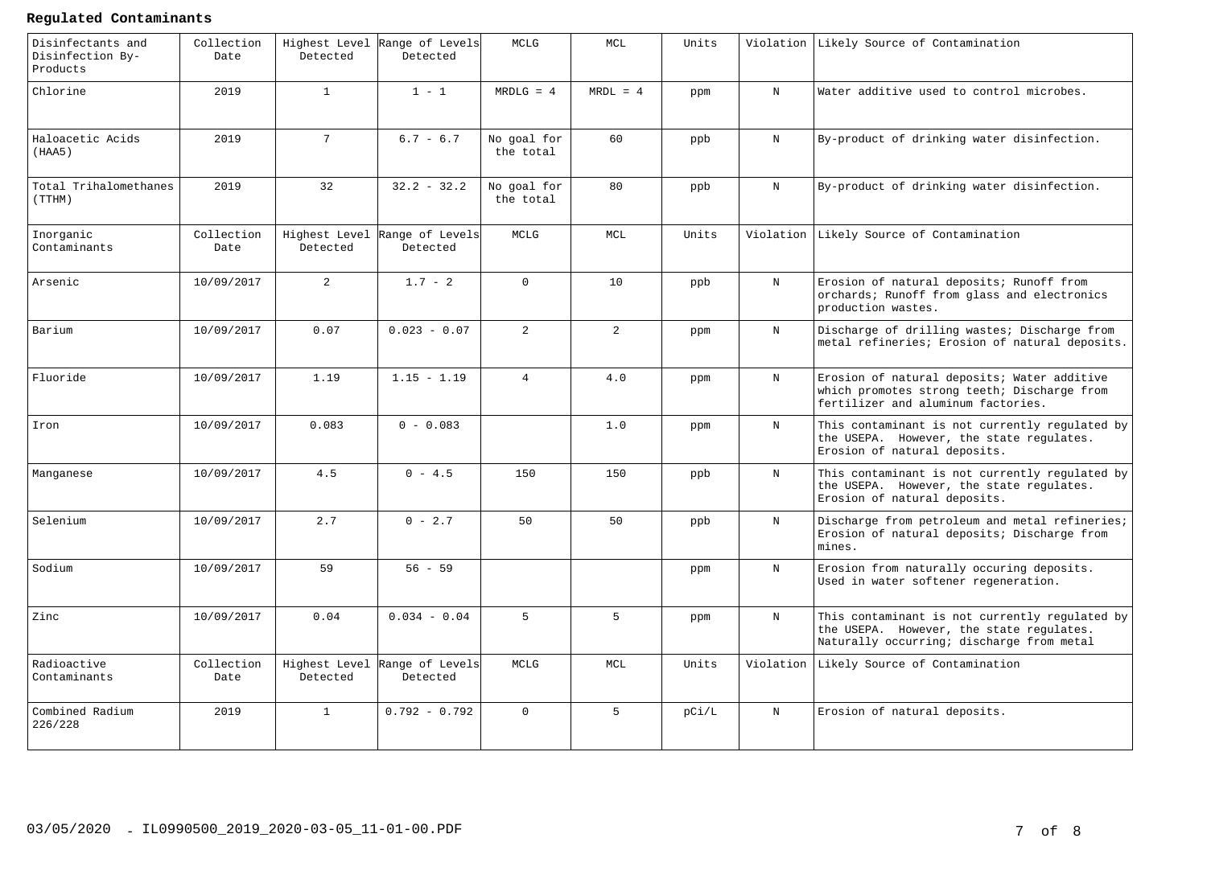**Regulated Contaminants**

| Disinfectants and Disinfection By-Products | Collection Date | Highest Level Detected | Range of Levels Detected | MCLG | MCL | Units | Violation | Likely Source of Contamination |
|---|---|---|---|---|---|---|---|---|
| Chlorine | 2019 | 1 | 1 - 1 | MRDLG = 4 | MRDL = 4 | ppm | N | Water additive used to control microbes. |
| Haloacetic Acids (HAA5) | 2019 | 7 | 6.7 - 6.7 | No goal for the total | 60 | ppb | N | By-product of drinking water disinfection. |
| Total Trihalomethanes (TTHM) | 2019 | 32 | 32.2 - 32.2 | No goal for the total | 80 | ppb | N | By-product of drinking water disinfection. |
| Inorganic Contaminants | Collection Date | Highest Level Detected | Range of Levels Detected | MCLG | MCL | Units | Violation | Likely Source of Contamination |
| Arsenic | 10/09/2017 | 2 | 1.7 - 2 | 0 | 10 | ppb | N | Erosion of natural deposits; Runoff from orchards; Runoff from glass and electronics production wastes. |
| Barium | 10/09/2017 | 0.07 | 0.023 - 0.07 | 2 | 2 | ppm | N | Discharge of drilling wastes; Discharge from metal refineries; Erosion of natural deposits. |
| Fluoride | 10/09/2017 | 1.19 | 1.15 - 1.19 | 4 | 4.0 | ppm | N | Erosion of natural deposits; Water additive which promotes strong teeth; Discharge from fertilizer and aluminum factories. |
| Iron | 10/09/2017 | 0.083 | 0 - 0.083 | | 1.0 | ppm | N | This contaminant is not currently regulated by the USEPA. However, the state regulates. Erosion of natural deposits. |
| Manganese | 10/09/2017 | 4.5 | 0 - 4.5 | 150 | 150 | ppb | N | This contaminant is not currently regulated by the USEPA. However, the state regulates. Erosion of natural deposits. |
| Selenium | 10/09/2017 | 2.7 | 0 - 2.7 | 50 | 50 | ppb | N | Discharge from petroleum and metal refineries; Erosion of natural deposits; Discharge from mines. |
| Sodium | 10/09/2017 | 59 | 56 - 59 | | | ppm | N | Erosion from naturally occuring deposits. Used in water softener regeneration. |
| Zinc | 10/09/2017 | 0.04 | 0.034 - 0.04 | 5 | 5 | ppm | N | This contaminant is not currently regulated by the USEPA. However, the state regulates. Naturally occurring; discharge from metal |
| Radioactive Contaminants | Collection Date | Highest Level Detected | Range of Levels Detected | MCLG | MCL | Units | Violation | Likely Source of Contamination |
| Combined Radium 226/228 | 2019 | 1 | 0.792 - 0.792 | 0 | 5 | pCi/L | N | Erosion of natural deposits. |